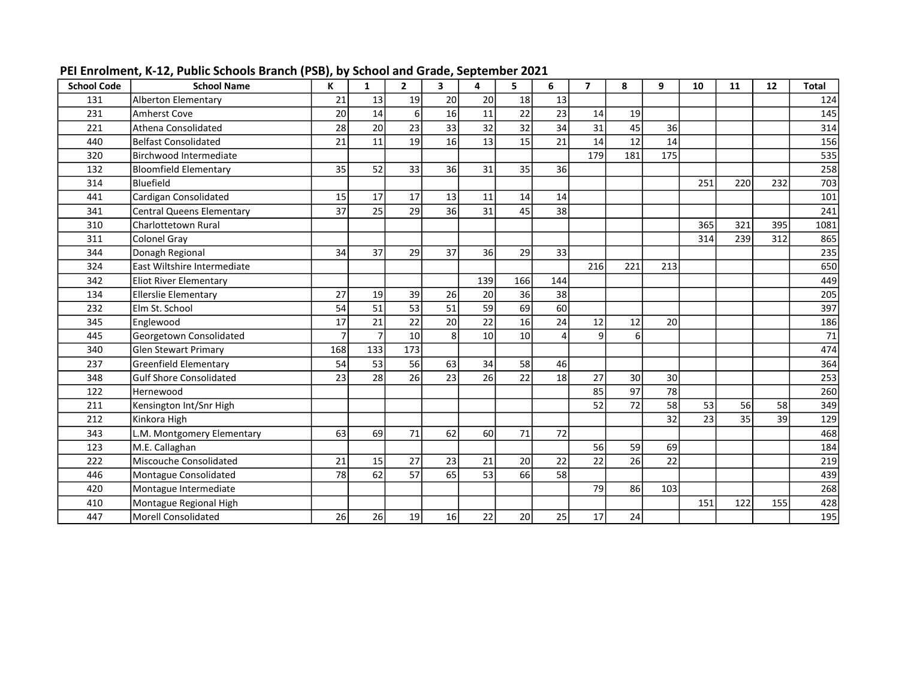## PEI Enrolment, K-12, Public Schools Branch (PSB), by School and Grade, September 2021

| School Code | School Name | K | 1 | 2 | 3 | 4 | 5 | 6 | 7 | 8 | 9 | 10 | 11 | 12 | Total |
|---|---|---|---|---|---|---|---|---|---|---|---|---|---|---|---|
| 131 | Alberton Elementary | 21 | 13 | 19 | 20 | 20 | 18 | 13 | | | | | | | 124 |
| 231 | Amherst Cove | 20 | 14 | 6 | 16 | 11 | 22 | 23 | 14 | 19 | | | | | 145 |
| 221 | Athena Consolidated | 28 | 20 | 23 | 33 | 32 | 32 | 34 | 31 | 45 | 36 | | | | 314 |
| 440 | Belfast Consolidated | 21 | 11 | 19 | 16 | 13 | 15 | 21 | 14 | 12 | 14 | | | | 156 |
| 320 | Birchwood Intermediate | | | | | | | | 179 | 181 | 175 | | | | 535 |
| 132 | Bloomfield Elementary | 35 | 52 | 33 | 36 | 31 | 35 | 36 | | | | | | | 258 |
| 314 | Bluefield | | | | | | | | | | | 251 | 220 | 232 | 703 |
| 441 | Cardigan Consolidated | 15 | 17 | 17 | 13 | 11 | 14 | 14 | | | | | | | 101 |
| 341 | Central Queens Elementary | 37 | 25 | 29 | 36 | 31 | 45 | 38 | | | | | | | 241 |
| 310 | Charlottetown Rural | | | | | | | | | | | 365 | 321 | 395 | 1081 |
| 311 | Colonel Gray | | | | | | | | | | | 314 | 239 | 312 | 865 |
| 344 | Donagh Regional | 34 | 37 | 29 | 37 | 36 | 29 | 33 | | | | | | | 235 |
| 324 | East Wiltshire Intermediate | | | | | | | | 216 | 221 | 213 | | | | 650 |
| 342 | Eliot River Elementary | | | | | 139 | 166 | 144 | | | | | | | 449 |
| 134 | Ellerslie Elementary | 27 | 19 | 39 | 26 | 20 | 36 | 38 | | | | | | | 205 |
| 232 | Elm St. School | 54 | 51 | 53 | 51 | 59 | 69 | 60 | | | | | | | 397 |
| 345 | Englewood | 17 | 21 | 22 | 20 | 22 | 16 | 24 | 12 | 12 | 20 | | | | 186 |
| 445 | Georgetown Consolidated | 7 | 7 | 10 | 8 | 10 | 10 | 4 | 9 | 6 | | | | | 71 |
| 340 | Glen Stewart Primary | 168 | 133 | 173 | | | | | | | | | | | 474 |
| 237 | Greenfield Elementary | 54 | 53 | 56 | 63 | 34 | 58 | 46 | | | | | | | 364 |
| 348 | Gulf Shore Consolidated | 23 | 28 | 26 | 23 | 26 | 22 | 18 | 27 | 30 | 30 | | | | 253 |
| 122 | Hernewood | | | | | | | | 85 | 97 | 78 | | | | 260 |
| 211 | Kensington Int/Snr High | | | | | | | | 52 | 72 | 58 | 53 | 56 | 58 | 349 |
| 212 | Kinkora High | | | | | | | | | | 32 | 23 | 35 | 39 | 129 |
| 343 | L.M. Montgomery Elementary | 63 | 69 | 71 | 62 | 60 | 71 | 72 | | | | | | | 468 |
| 123 | M.E. Callaghan | | | | | | | | 56 | 59 | 69 | | | | 184 |
| 222 | Miscouche Consolidated | 21 | 15 | 27 | 23 | 21 | 20 | 22 | 22 | 26 | 22 | | | | 219 |
| 446 | Montague Consolidated | 78 | 62 | 57 | 65 | 53 | 66 | 58 | | | | | | | 439 |
| 420 | Montague Intermediate | | | | | | | | 79 | 86 | 103 | | | | 268 |
| 410 | Montague Regional High | | | | | | | | | | | 151 | 122 | 155 | 428 |
| 447 | Morell Consolidated | 26 | 26 | 19 | 16 | 22 | 20 | 25 | 17 | 24 | | | | | 195 |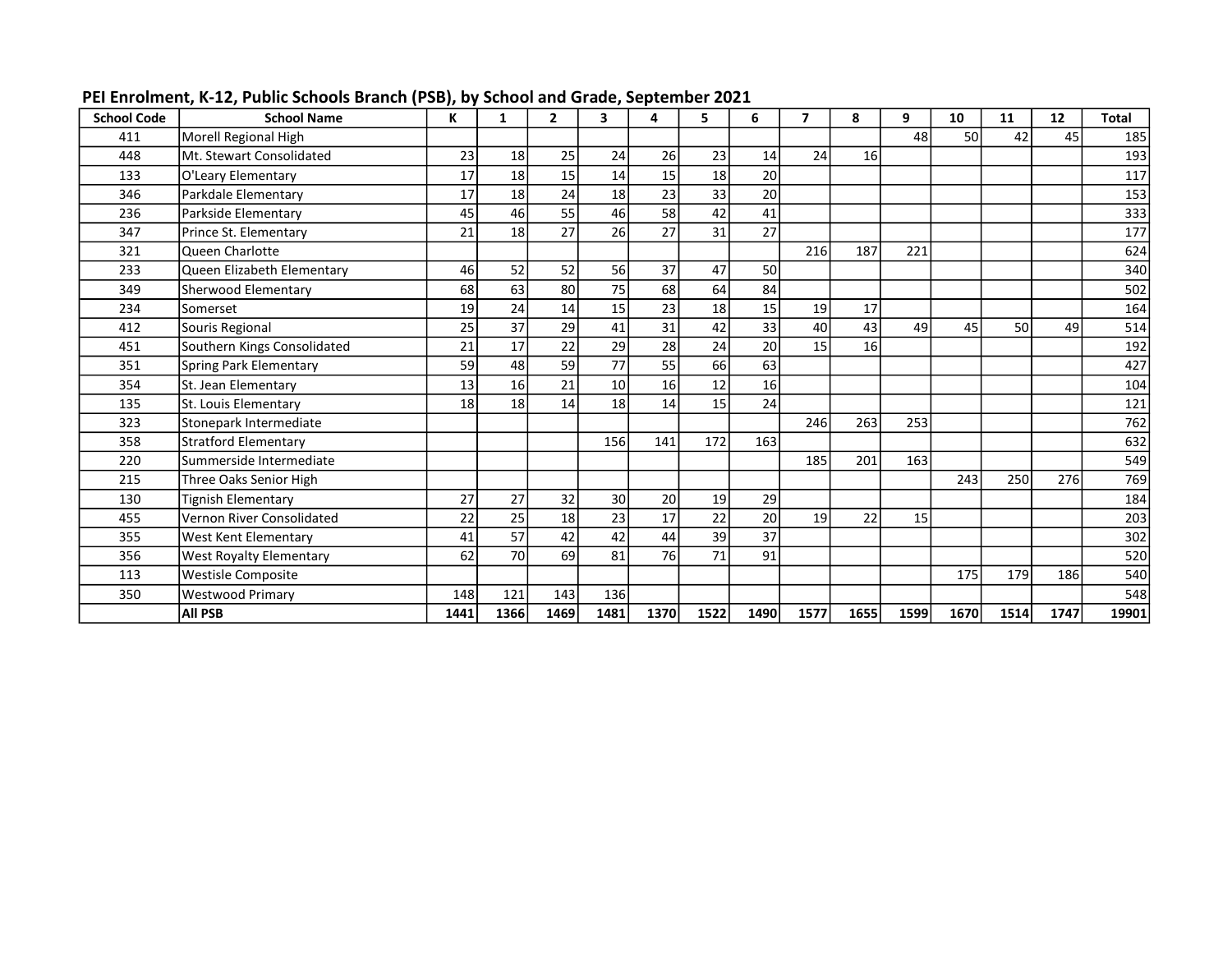## PEI Enrolment, K-12, Public Schools Branch (PSB), by School and Grade, September 2021

| School Code | School Name | K | 1 | 2 | 3 | 4 | 5 | 6 | 7 | 8 | 9 | 10 | 11 | 12 | Total |
|---|---|---|---|---|---|---|---|---|---|---|---|---|---|---|---|
| 411 | Morell Regional High | | | | | | | | | | 48 | 50 | 42 | 45 | 185 |
| 448 | Mt. Stewart Consolidated | 23 | 18 | 25 | 24 | 26 | 23 | 14 | 24 | 16 | | | | | 193 |
| 133 | O'Leary Elementary | 17 | 18 | 15 | 14 | 15 | 18 | 20 | | | | | | | 117 |
| 346 | Parkdale Elementary | 17 | 18 | 24 | 18 | 23 | 33 | 20 | | | | | | | 153 |
| 236 | Parkside Elementary | 45 | 46 | 55 | 46 | 58 | 42 | 41 | | | | | | | 333 |
| 347 | Prince St. Elementary | 21 | 18 | 27 | 26 | 27 | 31 | 27 | | | | | | | 177 |
| 321 | Queen Charlotte | | | | | | | | 216 | 187 | 221 | | | | 624 |
| 233 | Queen Elizabeth Elementary | 46 | 52 | 52 | 56 | 37 | 47 | 50 | | | | | | | 340 |
| 349 | Sherwood Elementary | 68 | 63 | 80 | 75 | 68 | 64 | 84 | | | | | | | 502 |
| 234 | Somerset | 19 | 24 | 14 | 15 | 23 | 18 | 15 | 19 | 17 | | | | | 164 |
| 412 | Souris Regional | 25 | 37 | 29 | 41 | 31 | 42 | 33 | 40 | 43 | 49 | 45 | 50 | 49 | 514 |
| 451 | Southern Kings Consolidated | 21 | 17 | 22 | 29 | 28 | 24 | 20 | 15 | 16 | | | | | 192 |
| 351 | Spring Park Elementary | 59 | 48 | 59 | 77 | 55 | 66 | 63 | | | | | | | 427 |
| 354 | St. Jean Elementary | 13 | 16 | 21 | 10 | 16 | 12 | 16 | | | | | | | 104 |
| 135 | St. Louis Elementary | 18 | 18 | 14 | 18 | 14 | 15 | 24 | | | | | | | 121 |
| 323 | Stonepark Intermediate | | | | | | | | 246 | 263 | 253 | | | | 762 |
| 358 | Stratford Elementary | | | | 156 | 141 | 172 | 163 | | | | | | | 632 |
| 220 | Summerside Intermediate | | | | | | | | 185 | 201 | 163 | | | | 549 |
| 215 | Three Oaks Senior High | | | | | | | | | | | 243 | 250 | 276 | 769 |
| 130 | Tignish Elementary | 27 | 27 | 32 | 30 | 20 | 19 | 29 | | | | | | | 184 |
| 455 | Vernon River Consolidated | 22 | 25 | 18 | 23 | 17 | 22 | 20 | 19 | 22 | 15 | | | | 203 |
| 355 | West Kent Elementary | 41 | 57 | 42 | 42 | 44 | 39 | 37 | | | | | | | 302 |
| 356 | West Royalty Elementary | 62 | 70 | 69 | 81 | 76 | 71 | 91 | | | | | | | 520 |
| 113 | Westisle Composite | | | | | | | | | | | 175 | 179 | 186 | 540 |
| 350 | Westwood Primary | 148 | 121 | 143 | 136 | | | | | | | | | | 548 |
| | **All PSB** | **1441** | **1366** | **1469** | **1481** | **1370** | **1522** | **1490** | **1577** | **1655** | **1599** | **1670** | **1514** | **1747** | **19901** |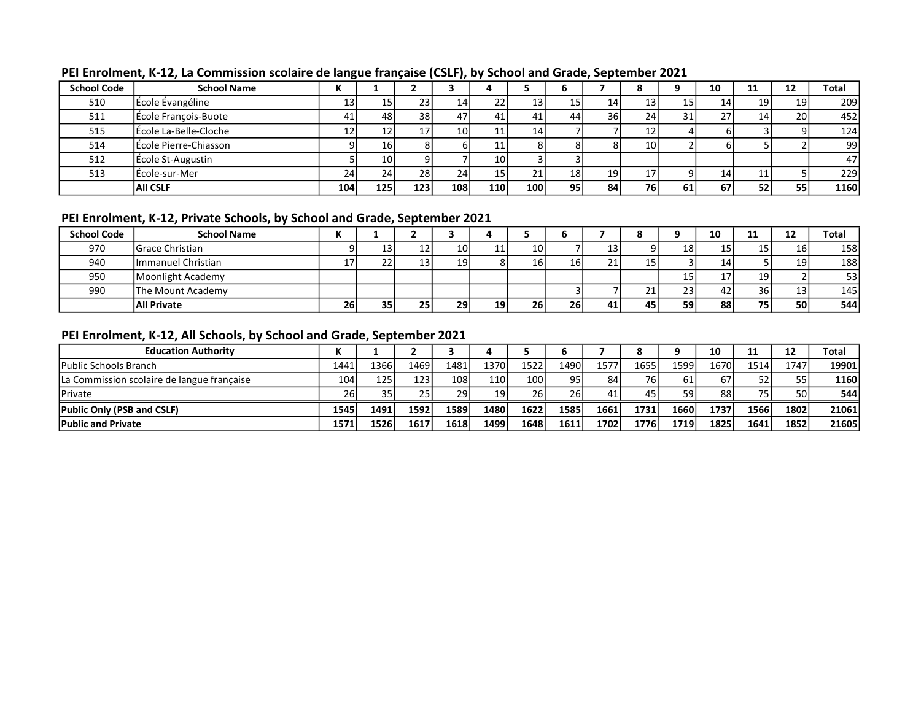## PEI Enrolment, K-12, La Commission scolaire de langue française (CSLF), by School and Grade, September 2021

| School Code | School Name | K | 1 | 2 | 3 | 4 | 5 | 6 | 7 | 8 | 9 | 10 | 11 | 12 | Total |
|---|---|---|---|---|---|---|---|---|---|---|---|---|---|---|---|
| 510 | École Évangéline | 13 | 15 | 23 | 14 | 22 | 13 | 15 | 14 | 13 | 15 | 14 | 19 | 19 | 209 |
| 511 | École François-Buote | 41 | 48 | 38 | 47 | 41 | 41 | 44 | 36 | 24 | 31 | 27 | 14 | 20 | 452 |
| 515 | École La-Belle-Cloche | 12 | 12 | 17 | 10 | 11 | 14 | 7 | 7 | 12 | 4 | 6 | 3 | 9 | 124 |
| 514 | École Pierre-Chiasson | 9 | 16 | 8 | 6 | 11 | 8 | 8 | 8 | 10 | 2 | 6 | 5 | 2 | 99 |
| 512 | École St-Augustin | 5 | 10 | 9 | 7 | 10 | 3 | 3 | | | | | | | 47 |
| 513 | École-sur-Mer | 24 | 24 | 28 | 24 | 15 | 21 | 18 | 19 | 17 | 9 | 14 | 11 | 5 | 229 |
| | **All CSLF** | **104** | **125** | **123** | **108** | **110** | **100** | **95** | **84** | **76** | **61** | **67** | **52** | **55** | **1160** |

## PEI Enrolment, K-12, Private Schools, by School and Grade, September 2021

| School Code | School Name | K | 1 | 2 | 3 | 4 | 5 | 6 | 7 | 8 | 9 | 10 | 11 | 12 | Total |
|---|---|---|---|---|---|---|---|---|---|---|---|---|---|---|---|
| 970 | Grace Christian | 9 | 13 | 12 | 10 | 11 | 10 | 7 | 13 | 9 | 18 | 15 | 15 | 16 | 158 |
| 940 | Immanuel Christian | 17 | 22 | 13 | 19 | 8 | 16 | 16 | 21 | 15 | 3 | 14 | 5 | 19 | 188 |
| 950 | Moonlight Academy | | | | | | | | | | 15 | 17 | 19 | 2 | 53 |
| 990 | The Mount Academy | | | | | | | 3 | 7 | 21 | 23 | 42 | 36 | 13 | 145 |
| | **All Private** | **26** | **35** | **25** | **29** | **19** | **26** | **26** | **41** | **45** | **59** | **88** | **75** | **50** | **544** |

## PEI Enrolment, K-12, All Schools, by School and Grade, September 2021

| Education Authority | K | 1 | 2 | 3 | 4 | 5 | 6 | 7 | 8 | 9 | 10 | 11 | 12 | Total |
|---|---|---|---|---|---|---|---|---|---|---|---|---|---|---|
| Public Schools Branch | 1441 | 1366 | 1469 | 1481 | 1370 | 1522 | 1490 | 1577 | 1655 | 1599 | 1670 | 1514 | 1747 | **19901** |
| La Commission scolaire de langue française | 104 | 125 | 123 | 108 | 110 | 100 | 95 | 84 | 76 | 61 | 67 | 52 | 55 | **1160** |
| Private | 26 | 35 | 25 | 29 | 19 | 26 | 26 | 41 | 45 | 59 | 88 | 75 | 50 | **544** |
| **Public Only (PSB and CSLF)** | **1545** | **1491** | **1592** | **1589** | **1480** | **1622** | **1585** | **1661** | **1731** | **1660** | **1737** | **1566** | **1802** | **21061** |
| **Public and Private** | **1571** | **1526** | **1617** | **1618** | **1499** | **1648** | **1611** | **1702** | **1776** | **1719** | **1825** | **1641** | **1852** | **21605** |